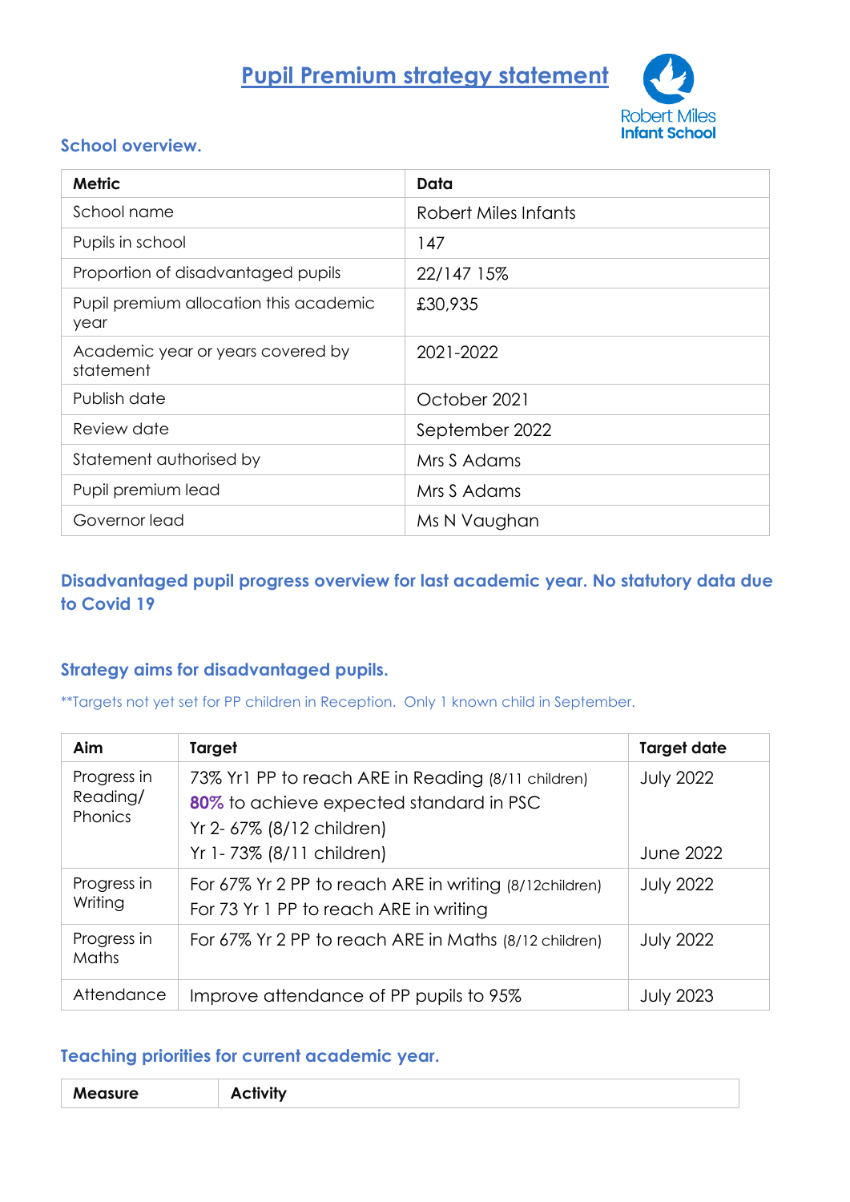# Pupil Premium strategy statement

Robert Miles Infant School

## School overview.

| Metric | Data |
|---|---|
| School name | Robert Miles Infants |
| Pupils in school | 147 |
| Proportion of disadvantaged pupils | 22/147 15% |
| Pupil premium allocation this academic year | £30,935 |
| Academic year or years covered by statement | 2021-2022 |
| Publish date | October 2021 |
| Review date | September 2022 |
| Statement authorised by | Mrs S Adams |
| Pupil premium lead | Mrs S Adams |
| Governor lead | Ms N Vaughan |

## Disadvantaged pupil progress overview for last academic year. No statutory data due to Covid 19

## Strategy aims for disadvantaged pupils.

**Targets not yet set for PP children in Reception. Only 1 known child in September.

| Aim | Target | Target date |
|---|---|---|
| Progress in Reading/ Phonics | 73% Yr1 PP to reach ARE in Reading (8/11 children)<br>80% to achieve expected standard in PSC<br>Yr 2- 67% (8/12 children)<br>Yr 1- 73% (8/11 children) | July 2022<br><br><br>June 2022 |
| Progress in Writing | For 67% Yr 2 PP to reach ARE in writing (8/12children)<br>For 73 Yr 1 PP to reach ARE in writing | July 2022 |
| Progress in Maths | For 67% Yr 2 PP to reach ARE in Maths (8/12 children) | July 2022 |
| Attendance | Improve attendance of PP pupils to 95% | July 2023 |

## Teaching priorities for current academic year.

| Measure | Activity |
|---|---|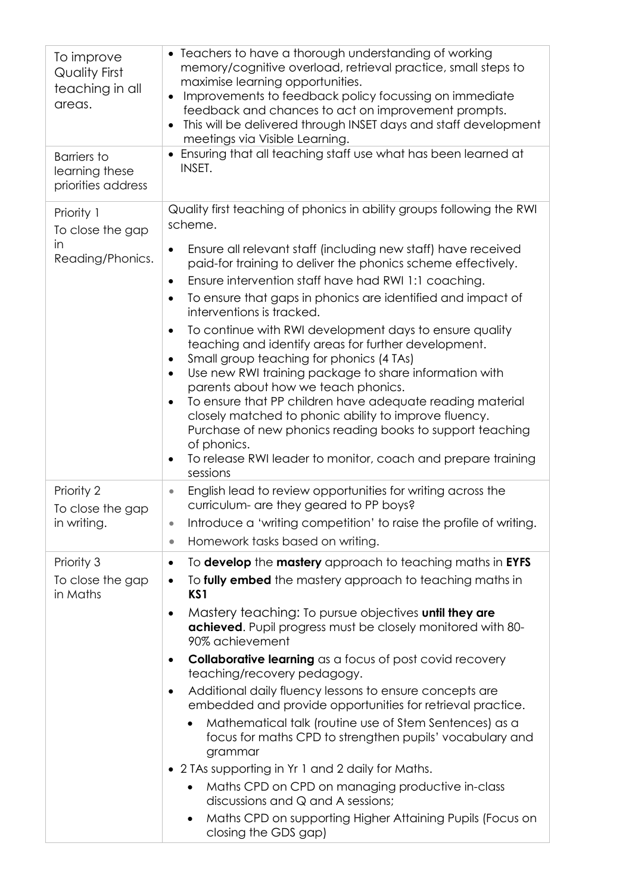| | |
|---|---|
| To improve Quality First teaching in all areas. | • Teachers to have a thorough understanding of working memory/cognitive overload, retrieval practice, small steps to maximise learning opportunities.<br>• Improvements to feedback policy focussing on immediate feedback and chances to act on improvement prompts.<br>• This will be delivered through INSET days and staff development meetings via Visible Learning. |
| Barriers to learning these priorities address | • Ensuring that all teaching staff use what has been learned at INSET. |
| Priority 1<br>To close the gap in Reading/Phonics. | Quality first teaching of phonics in ability groups following the RWI scheme.<br>• Ensure all relevant staff (including new staff) have received paid-for training to deliver the phonics scheme effectively.<br>• Ensure intervention staff have had RWI 1:1 coaching.<br>• To ensure that gaps in phonics are identified and impact of interventions is tracked.<br>• To continue with RWI development days to ensure quality teaching and identify areas for further development.<br>• Small group teaching for phonics (4 TAs)<br>• Use new RWI training package to share information with parents about how we teach phonics.<br>• To ensure that PP children have adequate reading material closely matched to phonic ability to improve fluency. Purchase of new phonics reading books to support teaching of phonics.<br>• To release RWI leader to monitor, coach and prepare training sessions |
| Priority 2<br>To close the gap in writing. | • English lead to review opportunities for writing across the curriculum- are they geared to PP boys?<br>• Introduce a 'writing competition' to raise the profile of writing.<br>• Homework tasks based on writing. |
| Priority 3<br>To close the gap in Maths | • To **develop** the **mastery** approach to teaching maths in **EYFS**<br>• To **fully embed** the mastery approach to teaching maths in **KS1**<br>• Mastery teaching: To pursue objectives **until they are achieved**. Pupil progress must be closely monitored with 80-90% achievement<br>• **Collaborative learning** as a focus of post covid recovery teaching/recovery pedagogy.<br>• Additional daily fluency lessons to ensure concepts are embedded and provide opportunities for retrieval practice.<br>&nbsp;&nbsp;◦ Mathematical talk (routine use of Stem Sentences) as a focus for maths CPD to strengthen pupils' vocabulary and grammar<br>• 2 TAs supporting in Yr 1 and 2 daily for Maths.<br>&nbsp;&nbsp;◦ Maths CPD on CPD on managing productive in-class discussions and Q and A sessions;<br>&nbsp;&nbsp;◦ Maths CPD on supporting Higher Attaining Pupils (Focus on closing the GDS gap) |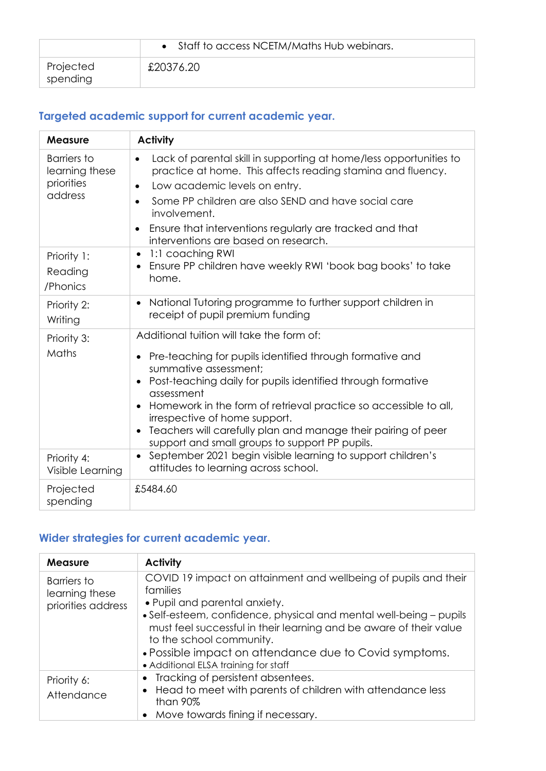| | |
|---|---|
| | • Staff to access NCETM/Maths Hub webinars. |
| Projected spending | £20376.20 |

## Targeted academic support for current academic year.

| Measure | Activity |
|---|---|
| Barriers to learning these priorities address | • Lack of parental skill in supporting at home/less opportunities to practice at home. This affects reading stamina and fluency.<br>• Low academic levels on entry.<br>• Some PP children are also SEND and have social care involvement.<br>• Ensure that interventions regularly are tracked and that interventions are based on research. |
| Priority 1: Reading /Phonics | • 1:1 coaching RWI<br>• Ensure PP children have weekly RWI 'book bag books' to take home. |
| Priority 2: Writing | • National Tutoring programme to further support children in receipt of pupil premium funding |
| Priority 3: Maths | Additional tuition will take the form of:<br>• Pre-teaching for pupils identified through formative and summative assessment;<br>• Post-teaching daily for pupils identified through formative assessment<br>• Homework in the form of retrieval practice so accessible to all, irrespective of home support.<br>• Teachers will carefully plan and manage their pairing of peer support and small groups to support PP pupils. |
| Priority 4: Visible Learning | • September 2021 begin visible learning to support children's attitudes to learning across school. |
| Projected spending | £5484.60 |

## Wider strategies for current academic year.

| Measure | Activity |
|---|---|
| Barriers to learning these priorities address | COVID 19 impact on attainment and wellbeing of pupils and their families<br>• Pupil and parental anxiety.<br>• Self-esteem, confidence, physical and mental well-being – pupils must feel successful in their learning and be aware of their value to the school community.<br>• Possible impact on attendance due to Covid symptoms.<br>• Additional ELSA training for staff |
| Priority 6: Attendance | • Tracking of persistent absentees.<br>• Head to meet with parents of children with attendance less than 90%<br>• Move towards fining if necessary. |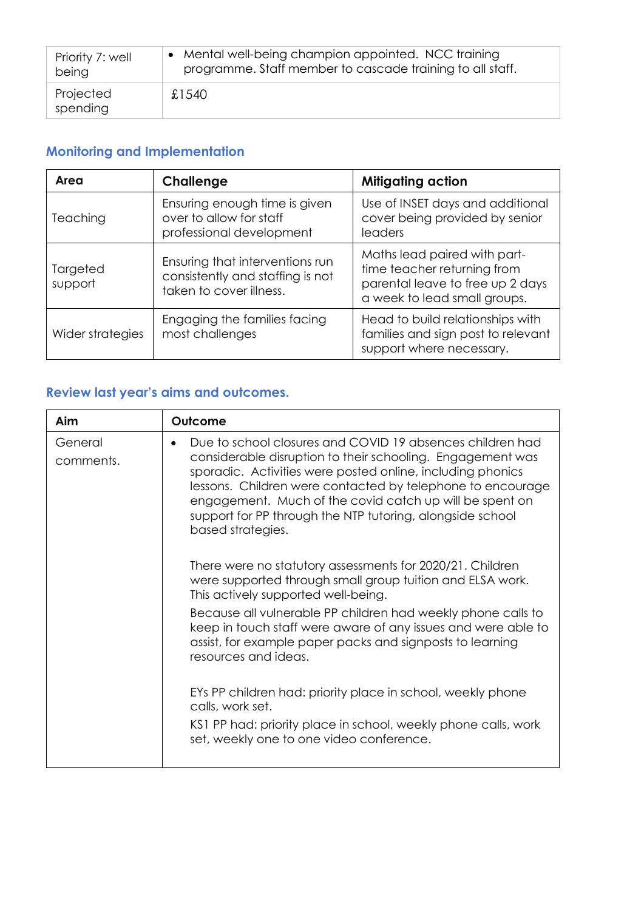| | |
|---|---|
| Priority 7: well being | • Mental well-being champion appointed. NCC training programme. Staff member to cascade training to all staff. |
| Projected spending | £1540 |

## Monitoring and Implementation

| Area | Challenge | Mitigating action |
|---|---|---|
| Teaching | Ensuring enough time is given over to allow for staff professional development | Use of INSET days and additional cover being provided by senior leaders |
| Targeted support | Ensuring that interventions run consistently and staffing is not taken to cover illness. | Maths lead paired with part-time teacher returning from parental leave to free up 2 days a week to lead small groups. |
| Wider strategies | Engaging the families facing most challenges | Head to build relationships with families and sign post to relevant support where necessary. |

## Review last year's aims and outcomes.

| Aim | Outcome |
|---|---|
| General comments. | • Due to school closures and COVID 19 absences children had considerable disruption to their schooling. Engagement was sporadic. Activities were posted online, including phonics lessons. Children were contacted by telephone to encourage engagement. Much of the covid catch up will be spent on support for PP through the NTP tutoring, alongside school based strategies.<br><br>There were no statutory assessments for 2020/21. Children were supported through small group tuition and ELSA work. This actively supported well-being.<br><br>Because all vulnerable PP children had weekly phone calls to keep in touch staff were aware of any issues and were able to assist, for example paper packs and signposts to learning resources and ideas.<br><br>EYs PP children had: priority place in school, weekly phone calls, work set.<br><br>KS1 PP had: priority place in school, weekly phone calls, work set, weekly one to one video conference. |